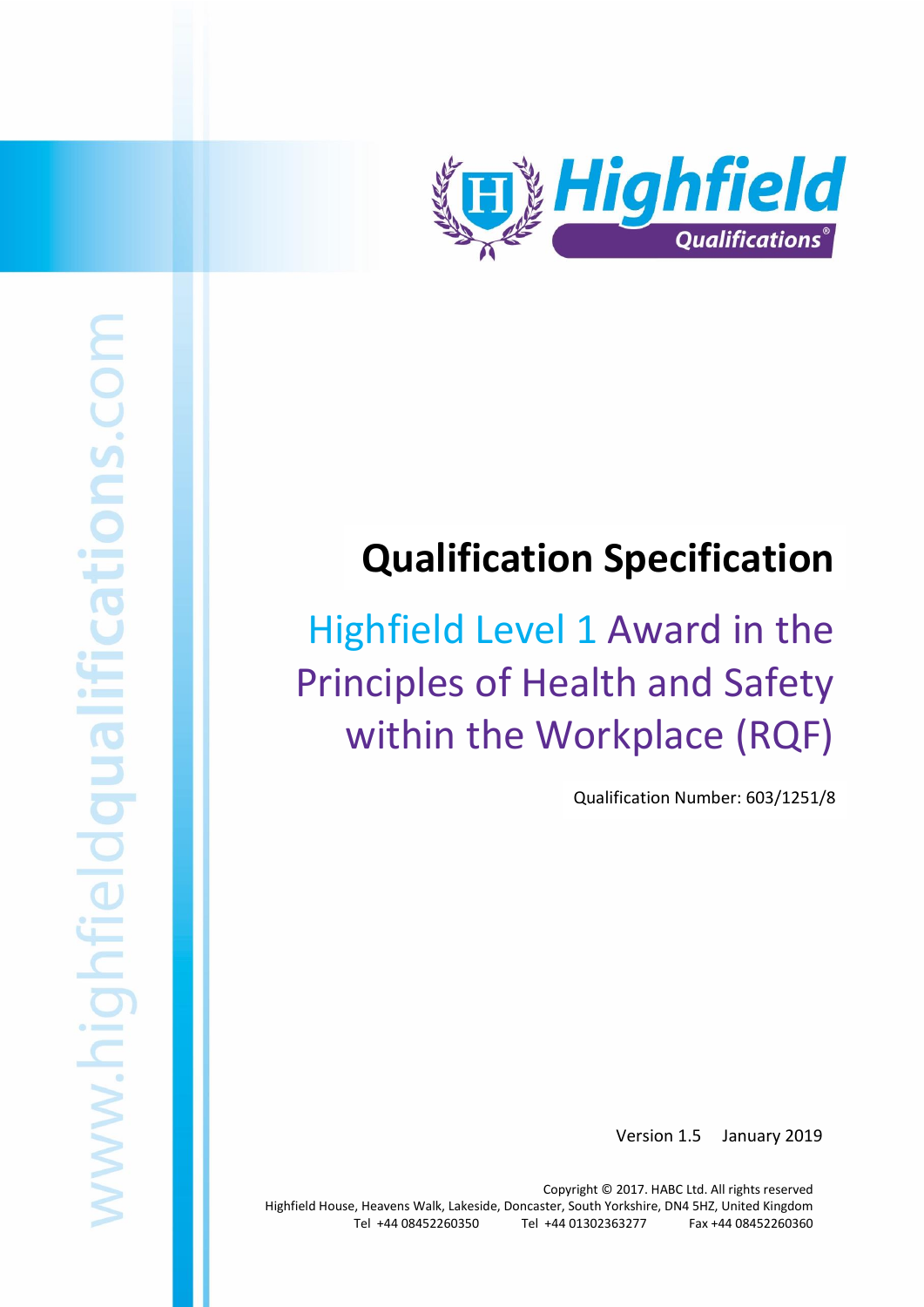# Qualification Specification

## Highfield Level 1 Award in the Principles of Health and Safety within the Workplace (RQF)

Qualification Number: 603/1251/8

Version 1.5 January 2019

Copyright © 2017. HABC Ltd. All rights reserved
Highfield House, Heavens Walk, Lakeside, Doncaster, South Yorkshire, DN4 5HZ, United Kingdom
Tel +44 08452260350 Tel +44 01302363277 Fax +44 08452260360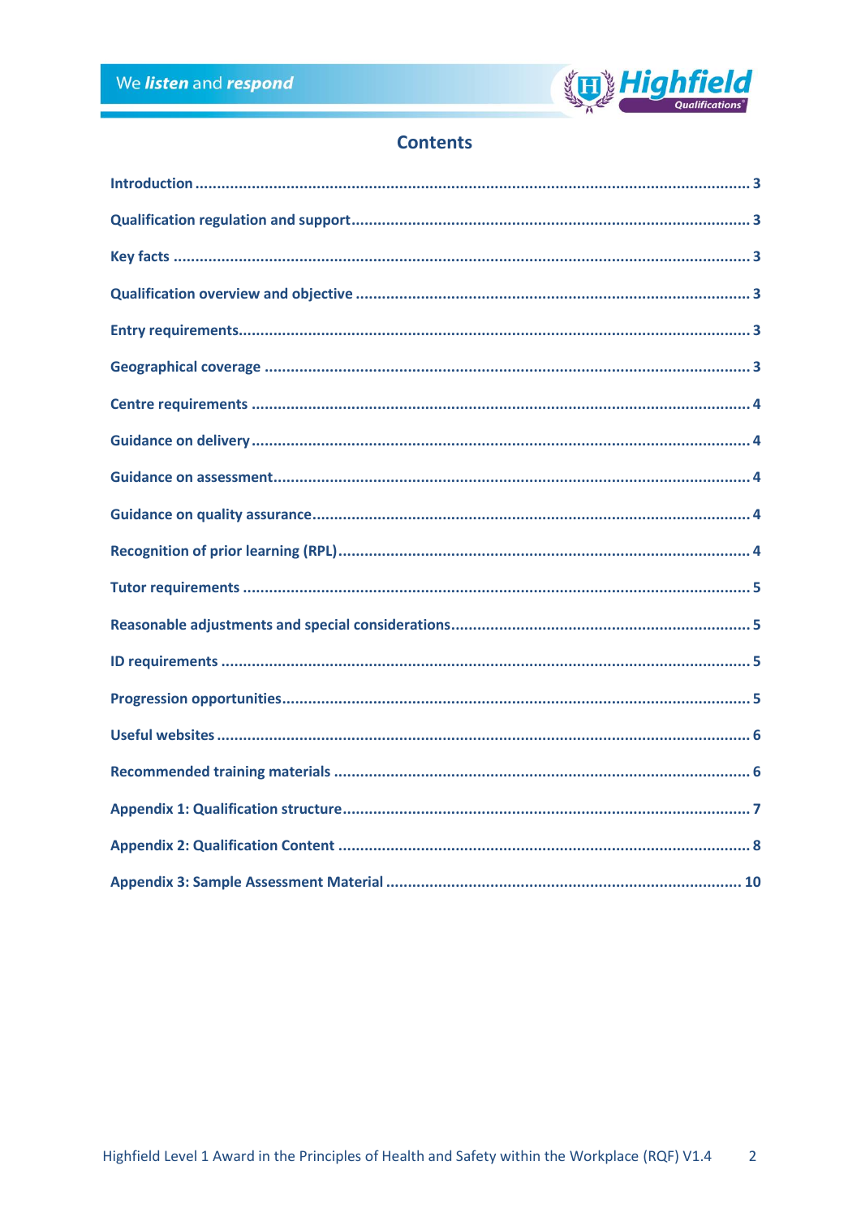# Contents

| | |
|---|---|
| Introduction | 3 |
| Qualification regulation and support | 3 |
| Key facts | 3 |
| Qualification overview and objective | 3 |
| Entry requirements | 3 |
| Geographical coverage | 3 |
| Centre requirements | 4 |
| Guidance on delivery | 4 |
| Guidance on assessment | 4 |
| Guidance on quality assurance | 4 |
| Recognition of prior learning (RPL) | 4 |
| Tutor requirements | 5 |
| Reasonable adjustments and special considerations | 5 |
| ID requirements | 5 |
| Progression opportunities | 5 |
| Useful websites | 6 |
| Recommended training materials | 6 |
| Appendix 1: Qualification structure | 7 |
| Appendix 2: Qualification Content | 8 |
| Appendix 3: Sample Assessment Material | 10 |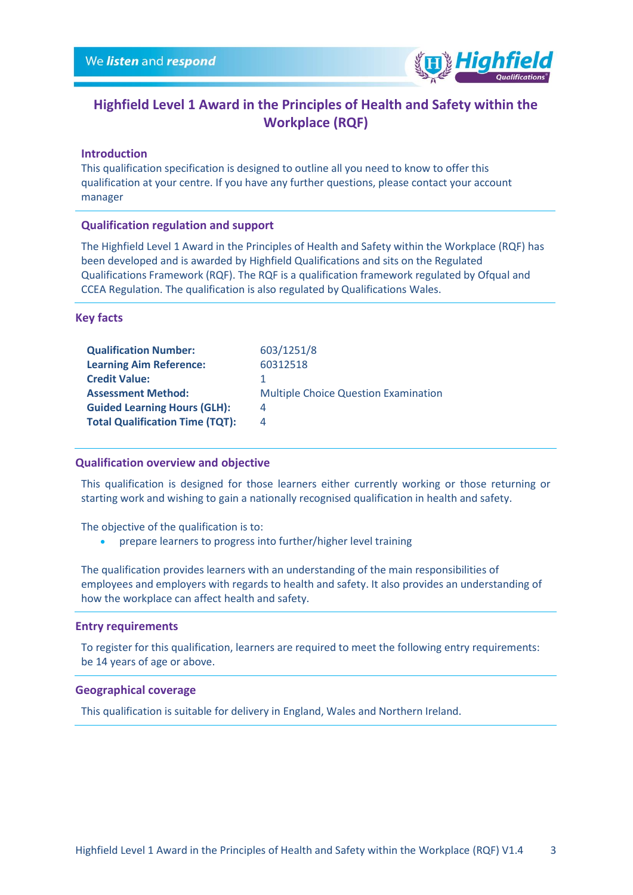# Highfield Level 1 Award in the Principles of Health and Safety within the Workplace (RQF)

## Introduction

This qualification specification is designed to outline all you need to know to offer this qualification at your centre. If you have any further questions, please contact your account manager

## Qualification regulation and support

The Highfield Level 1 Award in the Principles of Health and Safety within the Workplace (RQF) has been developed and is awarded by Highfield Qualifications and sits on the Regulated Qualifications Framework (RQF). The RQF is a qualification framework regulated by Ofqual and CCEA Regulation. The qualification is also regulated by Qualifications Wales.

## Key facts

| | |
|---|---|
| **Qualification Number:** | 603/1251/8 |
| **Learning Aim Reference:** | 60312518 |
| **Credit Value:** | 1 |
| **Assessment Method:** | Multiple Choice Question Examination |
| **Guided Learning Hours (GLH):** | 4 |
| **Total Qualification Time (TQT):** | 4 |

## Qualification overview and objective

This qualification is designed for those learners either currently working or those returning or starting work and wishing to gain a nationally recognised qualification in health and safety.

The objective of the qualification is to:

- prepare learners to progress into further/higher level training

The qualification provides learners with an understanding of the main responsibilities of employees and employers with regards to health and safety. It also provides an understanding of how the workplace can affect health and safety.

## Entry requirements

To register for this qualification, learners are required to meet the following entry requirements: be 14 years of age or above.

## Geographical coverage

This qualification is suitable for delivery in England, Wales and Northern Ireland.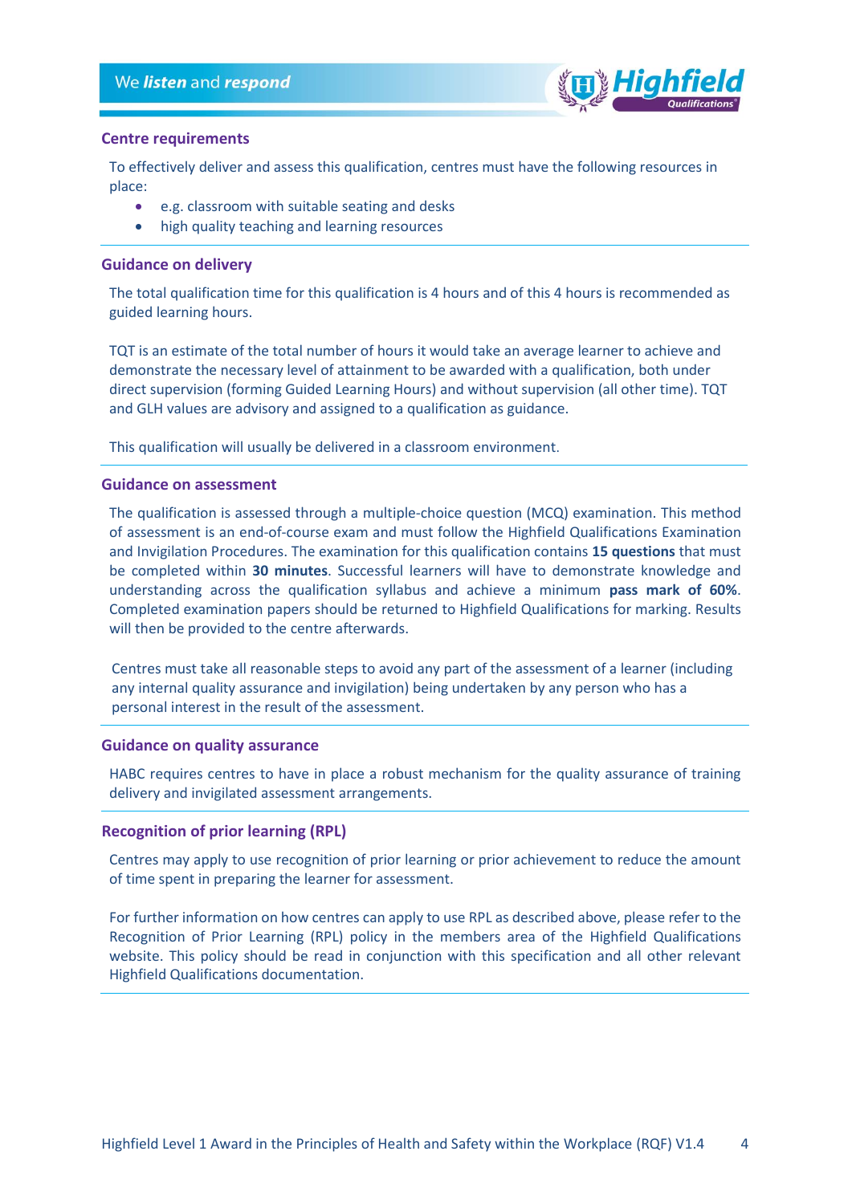## Centre requirements

To effectively deliver and assess this qualification, centres must have the following resources in place:

- e.g. classroom with suitable seating and desks
- high quality teaching and learning resources

## Guidance on delivery

The total qualification time for this qualification is 4 hours and of this 4 hours is recommended as guided learning hours.

TQT is an estimate of the total number of hours it would take an average learner to achieve and demonstrate the necessary level of attainment to be awarded with a qualification, both under direct supervision (forming Guided Learning Hours) and without supervision (all other time). TQT and GLH values are advisory and assigned to a qualification as guidance.

This qualification will usually be delivered in a classroom environment.

## Guidance on assessment

The qualification is assessed through a multiple-choice question (MCQ) examination. This method of assessment is an end-of-course exam and must follow the Highfield Qualifications Examination and Invigilation Procedures. The examination for this qualification contains **15 questions** that must be completed within **30 minutes**. Successful learners will have to demonstrate knowledge and understanding across the qualification syllabus and achieve a minimum **pass mark of 60%**. Completed examination papers should be returned to Highfield Qualifications for marking. Results will then be provided to the centre afterwards.

Centres must take all reasonable steps to avoid any part of the assessment of a learner (including any internal quality assurance and invigilation) being undertaken by any person who has a personal interest in the result of the assessment.

## Guidance on quality assurance

HABC requires centres to have in place a robust mechanism for the quality assurance of training delivery and invigilated assessment arrangements.

## Recognition of prior learning (RPL)

Centres may apply to use recognition of prior learning or prior achievement to reduce the amount of time spent in preparing the learner for assessment.

For further information on how centres can apply to use RPL as described above, please refer to the Recognition of Prior Learning (RPL) policy in the members area of the Highfield Qualifications website. This policy should be read in conjunction with this specification and all other relevant Highfield Qualifications documentation.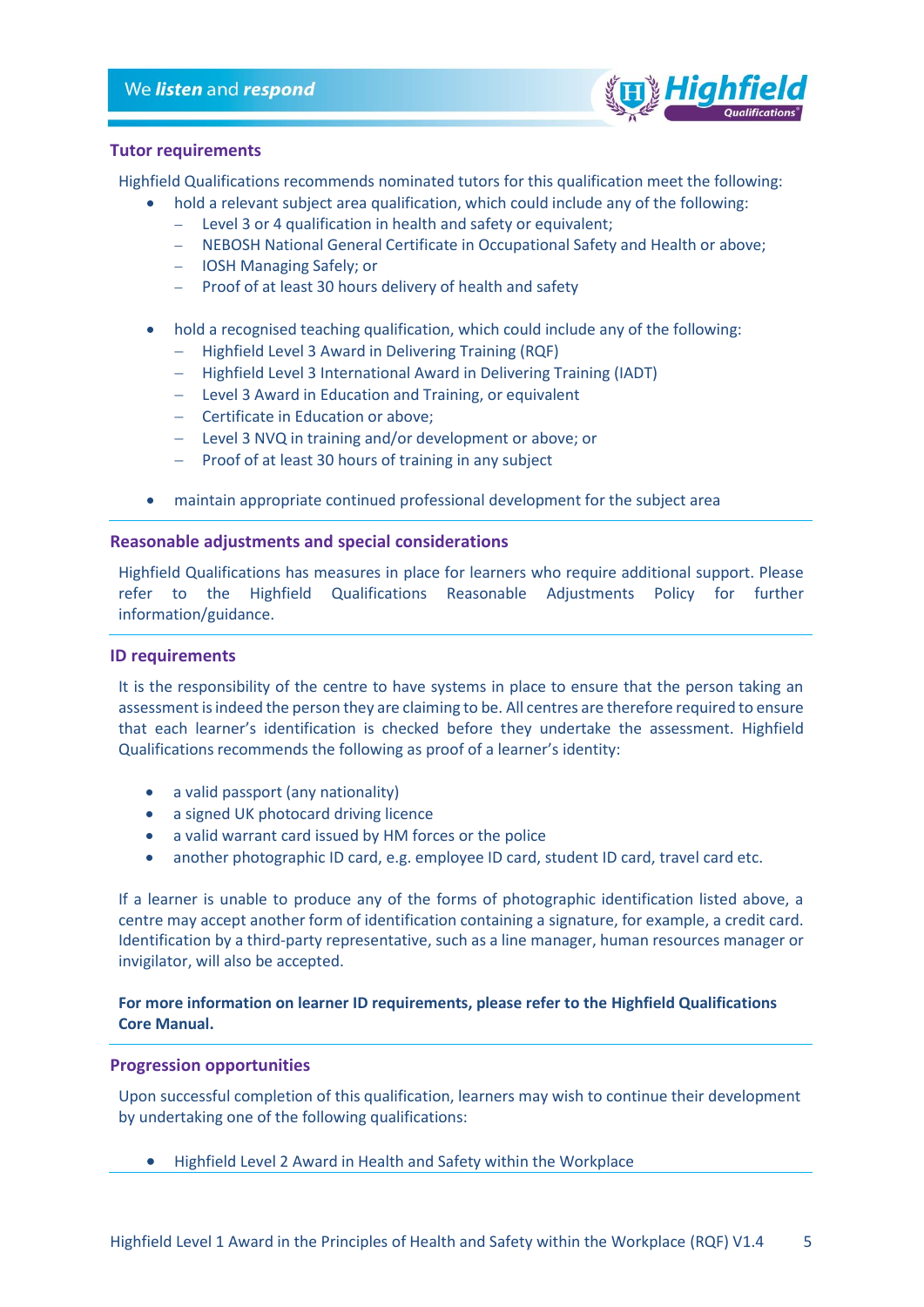## Tutor requirements

Highfield Qualifications recommends nominated tutors for this qualification meet the following:

- hold a relevant subject area qualification, which could include any of the following:
  - Level 3 or 4 qualification in health and safety or equivalent;
  - NEBOSH National General Certificate in Occupational Safety and Health or above;
  - IOSH Managing Safely; or
  - Proof of at least 30 hours delivery of health and safety

- hold a recognised teaching qualification, which could include any of the following:
  - Highfield Level 3 Award in Delivering Training (RQF)
  - Highfield Level 3 International Award in Delivering Training (IADT)
  - Level 3 Award in Education and Training, or equivalent
  - Certificate in Education or above;
  - Level 3 NVQ in training and/or development or above; or
  - Proof of at least 30 hours of training in any subject

- maintain appropriate continued professional development for the subject area

## Reasonable adjustments and special considerations

Highfield Qualifications has measures in place for learners who require additional support. Please refer to the Highfield Qualifications Reasonable Adjustments Policy for further information/guidance.

## ID requirements

It is the responsibility of the centre to have systems in place to ensure that the person taking an assessment is indeed the person they are claiming to be. All centres are therefore required to ensure that each learner's identification is checked before they undertake the assessment. Highfield Qualifications recommends the following as proof of a learner's identity:

- a valid passport (any nationality)
- a signed UK photocard driving licence
- a valid warrant card issued by HM forces or the police
- another photographic ID card, e.g. employee ID card, student ID card, travel card etc.

If a learner is unable to produce any of the forms of photographic identification listed above, a centre may accept another form of identification containing a signature, for example, a credit card. Identification by a third-party representative, such as a line manager, human resources manager or invigilator, will also be accepted.

**For more information on learner ID requirements, please refer to the Highfield Qualifications Core Manual.**

## Progression opportunities

Upon successful completion of this qualification, learners may wish to continue their development by undertaking one of the following qualifications:

- Highfield Level 2 Award in Health and Safety within the Workplace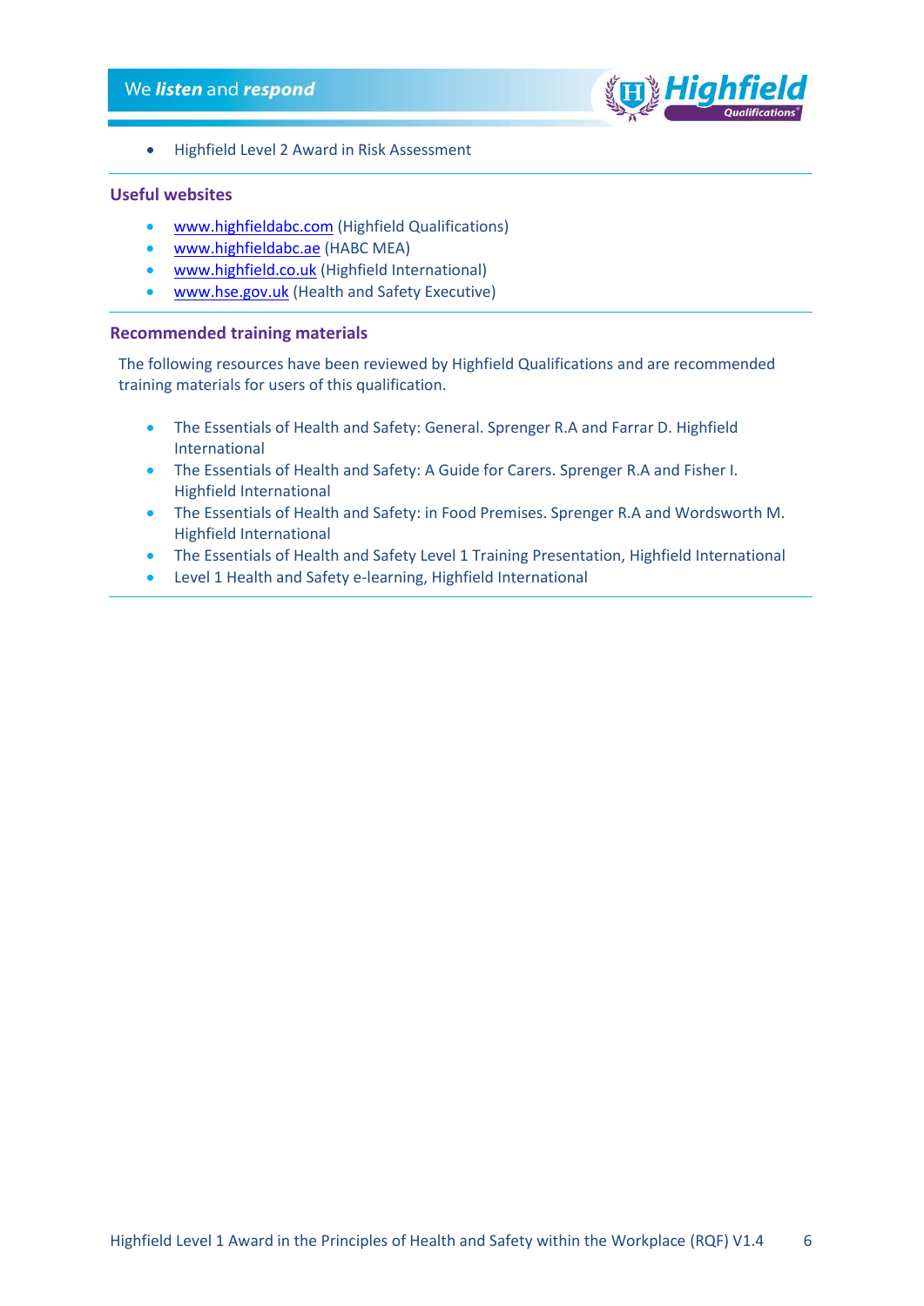- Highfield Level 2 Award in Risk Assessment

## Useful websites

- www.highfieldabc.com (Highfield Qualifications)
- www.highfieldabc.ae (HABC MEA)
- www.highfield.co.uk (Highfield International)
- www.hse.gov.uk (Health and Safety Executive)

## Recommended training materials

The following resources have been reviewed by Highfield Qualifications and are recommended training materials for users of this qualification.

- The Essentials of Health and Safety: General. Sprenger R.A and Farrar D. Highfield International
- The Essentials of Health and Safety: A Guide for Carers. Sprenger R.A and Fisher I. Highfield International
- The Essentials of Health and Safety: in Food Premises. Sprenger R.A and Wordsworth M. Highfield International
- The Essentials of Health and Safety Level 1 Training Presentation, Highfield International
- Level 1 Health and Safety e-learning, Highfield International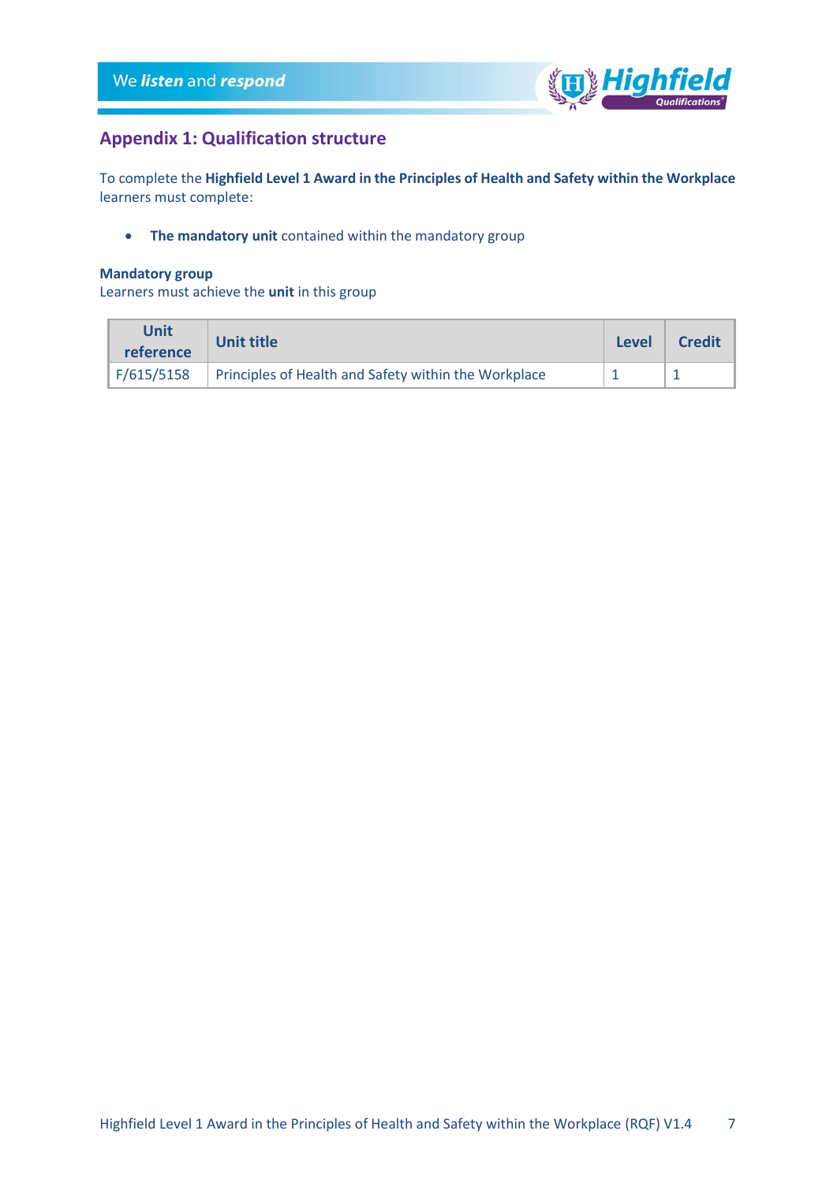## Appendix 1: Qualification structure

To complete the **Highfield Level 1 Award in the Principles of Health and Safety within the Workplace** learners must complete:

- **The mandatory unit** contained within the mandatory group

**Mandatory group**
Learners must achieve the **unit** in this group

| Unit reference | Unit title | Level | Credit |
|---|---|---|---|
| F/615/5158 | Principles of Health and Safety within the Workplace | 1 | 1 |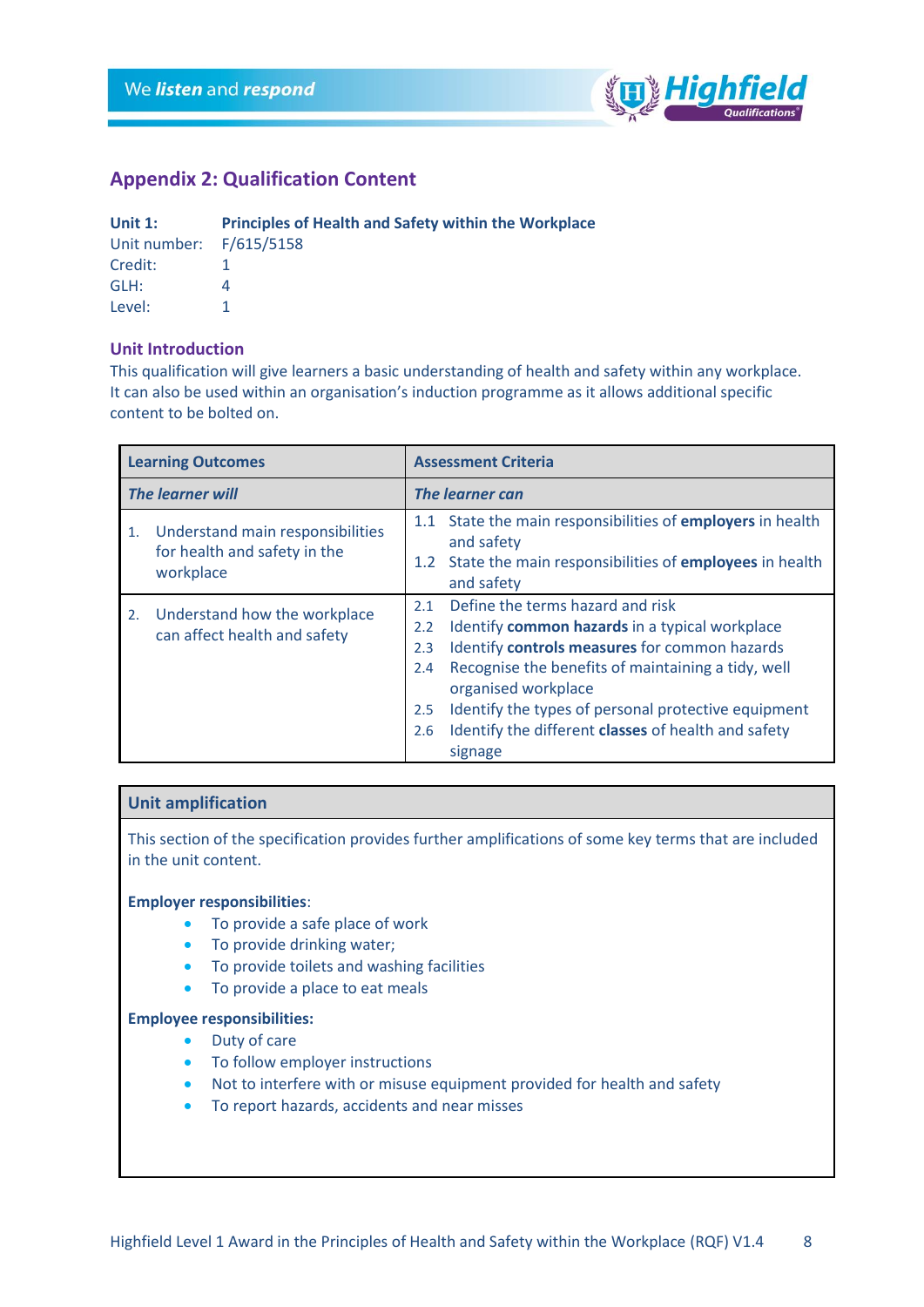## Appendix 2: Qualification Content

**Unit 1:** **Principles of Health and Safety within the Workplace**
Unit number: F/615/5158
Credit: 1
GLH: 4
Level: 1

### Unit Introduction

This qualification will give learners a basic understanding of health and safety within any workplace. It can also be used within an organisation's induction programme as it allows additional specific content to be bolted on.

| **Learning Outcomes** | **Assessment Criteria** |
|---|---|
| ***The learner will*** | ***The learner can*** |
| 1. Understand main responsibilities for health and safety in the workplace | 1.1 State the main responsibilities of **employers** in health and safety<br>1.2 State the main responsibilities of **employees** in health and safety |
| 2. Understand how the workplace can affect health and safety | 2.1 Define the terms hazard and risk<br>2.2 Identify **common hazards** in a typical workplace<br>2.3 Identify **controls measures** for common hazards<br>2.4 Recognise the benefits of maintaining a tidy, well organised workplace<br>2.5 Identify the types of personal protective equipment<br>2.6 Identify the different **classes** of health and safety signage |

### Unit amplification

This section of the specification provides further amplifications of some key terms that are included in the unit content.

**Employer responsibilities**:

- To provide a safe place of work
- To provide drinking water;
- To provide toilets and washing facilities
- To provide a place to eat meals

**Employee responsibilities:**

- Duty of care
- To follow employer instructions
- Not to interfere with or misuse equipment provided for health and safety
- To report hazards, accidents and near misses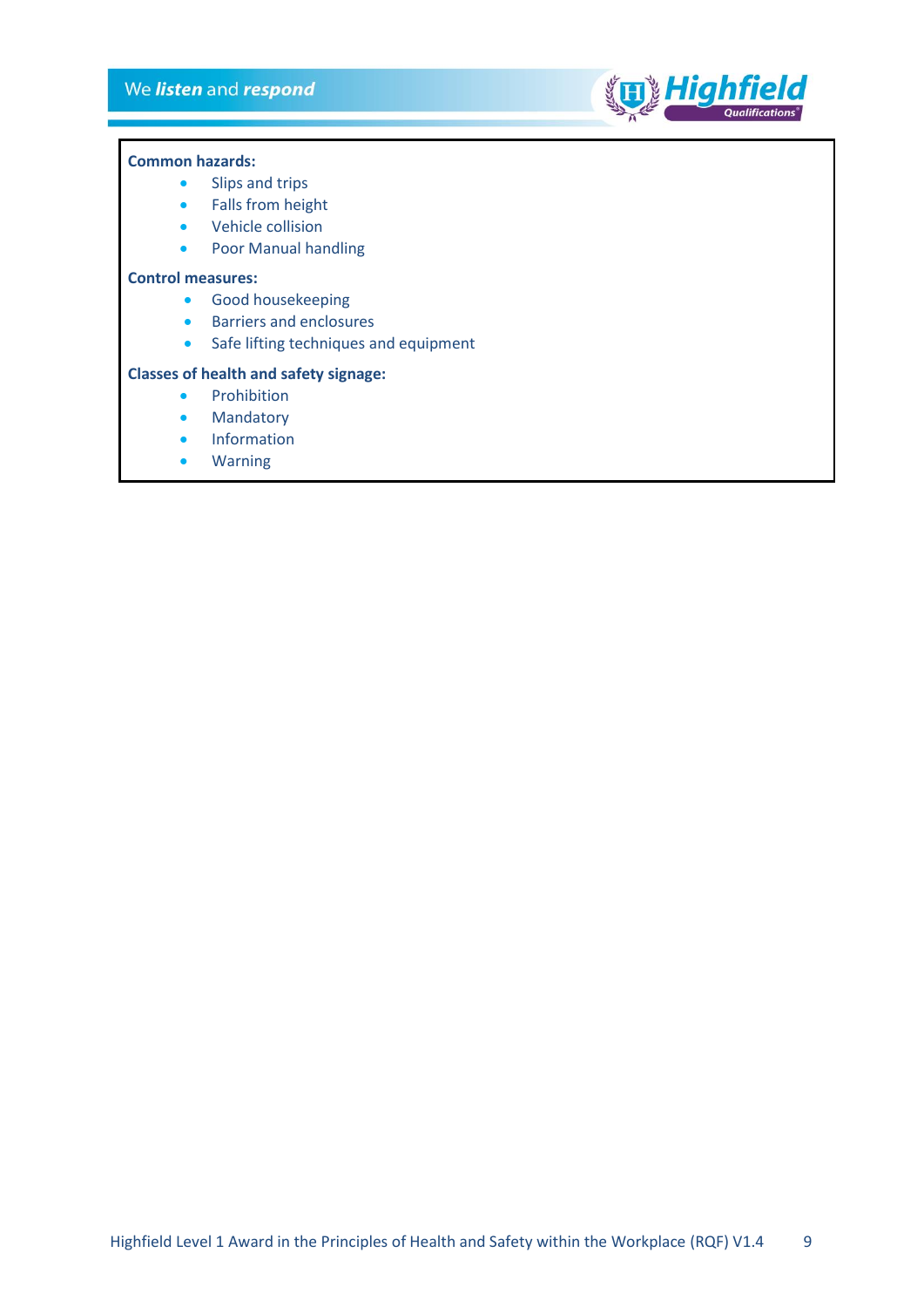**Common hazards:**

- Slips and trips
- Falls from height
- Vehicle collision
- Poor Manual handling

**Control measures:**

- Good housekeeping
- Barriers and enclosures
- Safe lifting techniques and equipment

**Classes of health and safety signage:**

- Prohibition
- Mandatory
- Information
- Warning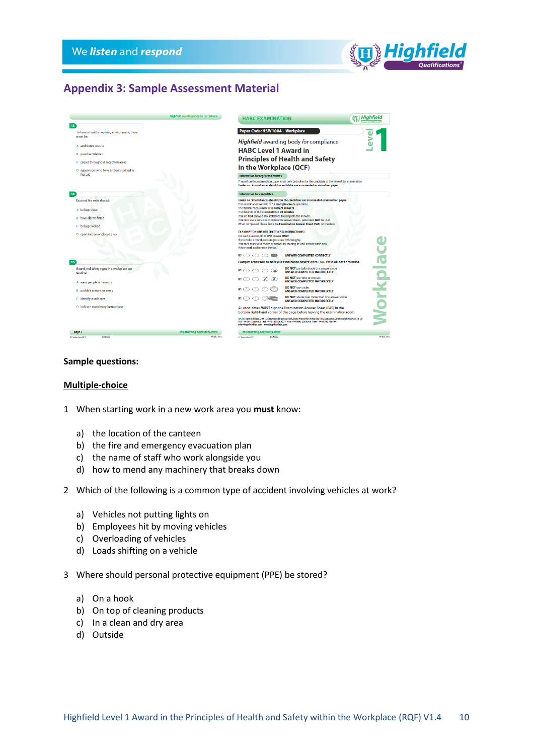## Appendix 3: Sample Assessment Material

**Sample questions:**

**Multiple-choice**

1 When starting work in a new work area you **must** know:

a) the location of the canteen
b) the fire and emergency evacuation plan
c) the name of staff who work alongside you
d) how to mend any machinery that breaks down

2 Which of the following is a common type of accident involving vehicles at work?

a) Vehicles not putting lights on
b) Employees hit by moving vehicles
c) Overloading of vehicles
d) Loads shifting on a vehicle

3 Where should personal protective equipment (PPE) be stored?

a) On a hook
b) On top of cleaning products
c) In a clean and dry area
d) Outside